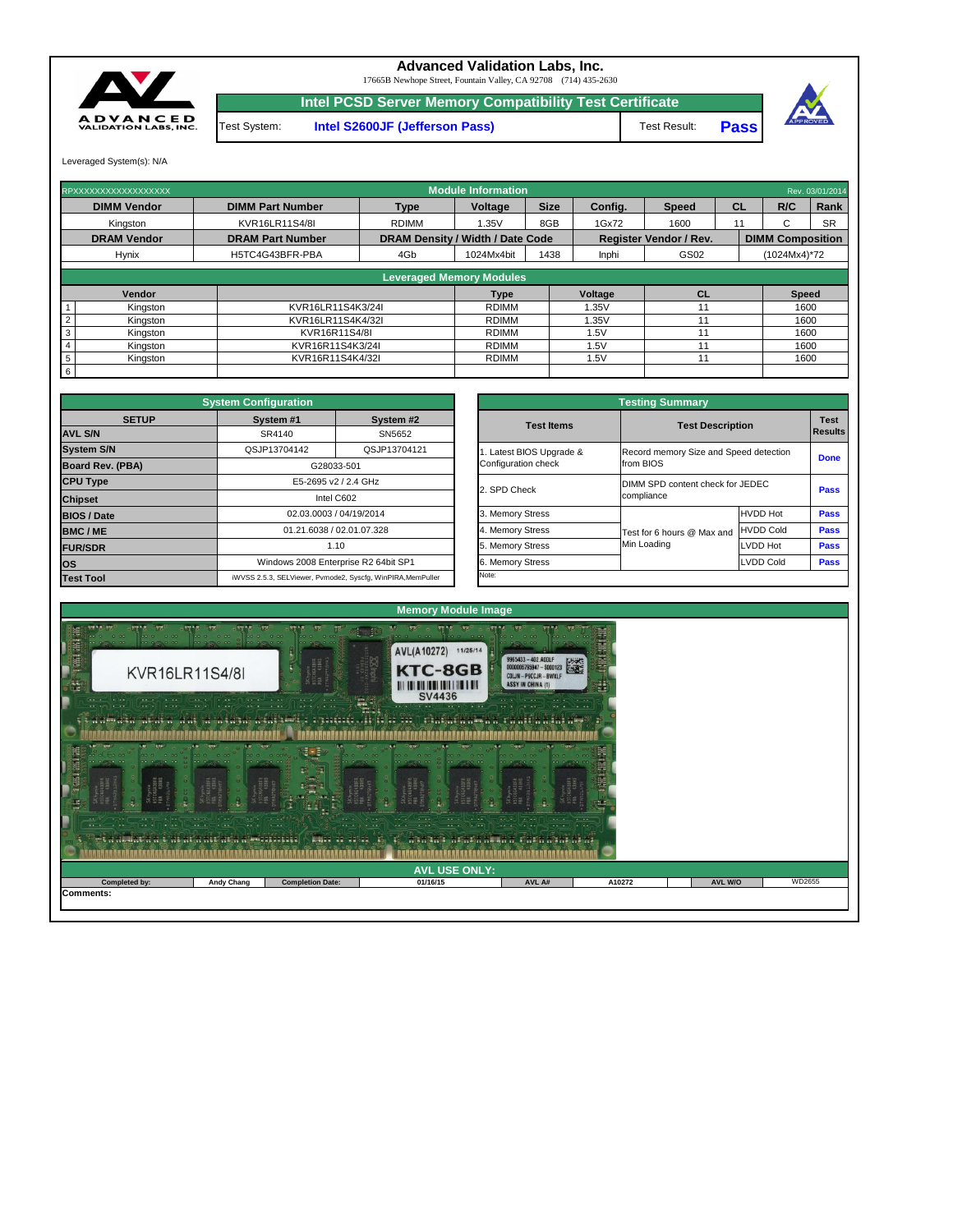# Advanced Validation Labs, Inc.

17665B Newhope Street, Fountain Valley, CA 92708 (714) 435-2630

## Intel PCSD Server Memory Compatibility Test Certificate

| Test System: | Intel S2600JF (Jefferson Pass) | Test Result: | **Pass** |
|---|---|---|---|

Leveraged System(s): N/A

| RPXXXXXXXXXXXXXXXXXX | | | Module Information | | | | | | Rev. 03/01/2014 |
|---|---|---|---|---|---|---|---|---|---|
| **DIMM Vendor** | **DIMM Part Number** | **Type** | **Voltage** | **Size** | **Config.** | **Speed** | **CL** | **R/C** | **Rank** |
| Kingston | KVR16LR11S4/8I | RDIMM | 1.35V | 8GB | 1Gx72 | 1600 | 11 | C | SR |
| **DRAM Vendor** | **DRAM Part Number** | **DRAM Density / Width / Date Code** | | | **Register Vendor / Rev.** | | | **DIMM Composition** | |
| Hynix | H5TC4G43BFR-PBA | 4Gb | 1024Mx4bit | 1438 | Inphi | GS02 | | (1024Mx4)*72 | |

### Leveraged Memory Modules

| # | Vendor | Part Number | Type | Voltage | CL | Speed |
|---|---|---|---|---|---|---|
| 1 | Kingston | KVR16LR11S4K3/24I | RDIMM | 1.35V | 11 | 1600 |
| 2 | Kingston | KVR16LR11S4K4/32I | RDIMM | 1.35V | 11 | 1600 |
| 3 | Kingston | KVR16R11S4/8I | RDIMM | 1.5V | 11 | 1600 |
| 4 | Kingston | KVR16R11S4K3/24I | RDIMM | 1.5V | 11 | 1600 |
| 5 | Kingston | KVR16R11S4K4/32I | RDIMM | 1.5V | 11 | 1600 |
| 6 | | | | | | |

### System Configuration

| SETUP | System #1 | System #2 |
|---|---|---|
| **AVL S/N** | SR4140 | SN5652 |
| **System S/N** | QSJP13704142 | QSJP13704121 |
| **Board Rev. (PBA)** | G28033-501 | |
| **CPU Type** | E5-2695 v2 / 2.4 GHz | |
| **Chipset** | Intel C602 | |
| **BIOS / Date** | 02.03.0003 / 04/19/2014 | |
| **BMC / ME** | 01.21.6038 / 02.01.07.328 | |
| **FUR/SDR** | 1.10 | |
| **OS** | Windows 2008 Enterprise R2 64bit SP1 | |
| **Test Tool** | iWVSS 2.5.3, SELViewer, Pvmode2, Syscfg, WinPIRA,MemPuller | |

### Testing Summary

| Test Items | Test Description | | Test Results |
|---|---|---|---|
| 1. Latest BIOS Upgrade & Configuration check | Record memory Size and Speed detection from BIOS | | **Done** |
| 2. SPD Check | DIMM SPD content check for JEDEC compliance | | **Pass** |
| 3. Memory Stress | Test for 6 hours @ Max and Min Loading | HVDD Hot | **Pass** |
| 4. Memory Stress | | HVDD Cold | **Pass** |
| 5. Memory Stress | | LVDD Hot | **Pass** |
| 6. Memory Stress | | LVDD Cold | **Pass** |
| Note: | | | |

### Memory Module Image

### AVL USE ONLY:

| Completed by: | Andy Chang | Completion Date: | 01/16/15 | AVL A#: | A10272 | AVL W/O | WD2655 |
|---|---|---|---|---|---|---|---|

**Comments:**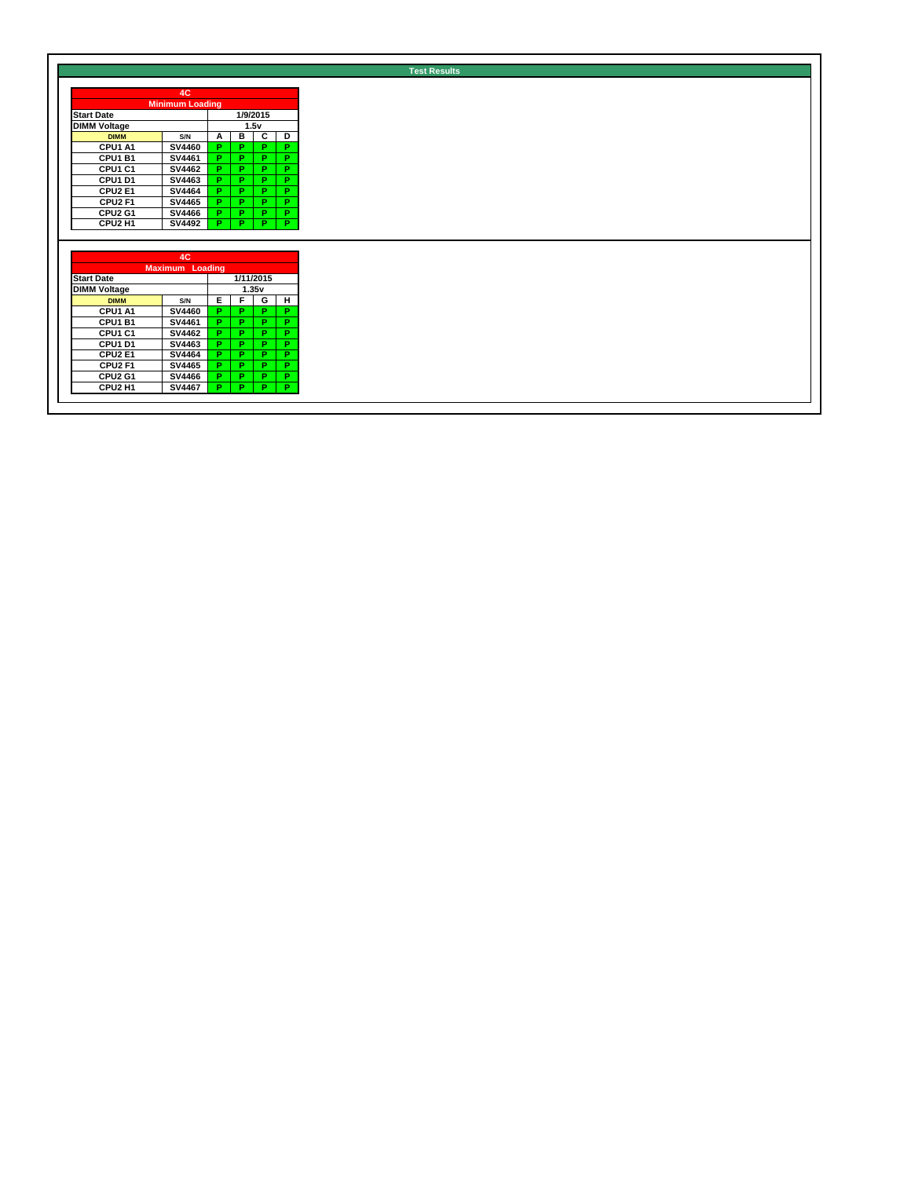## Test Results

| 4C | | | | | |
|---|---|---|---|---|---|
| **Minimum Loading** | | | | | |
| **Start Date** | | 1/9/2015 | | | |
| **DIMM Voltage** | | 1.5v | | | |
| **DIMM** | **S/N** | **A** | **B** | **C** | **D** |
| CPU1 A1 | SV4460 | P | P | P | P |
| CPU1 B1 | SV4461 | P | P | P | P |
| CPU1 C1 | SV4462 | P | P | P | P |
| CPU1 D1 | SV4463 | P | P | P | P |
| CPU2 E1 | SV4464 | P | P | P | P |
| CPU2 F1 | SV4465 | P | P | P | P |
| CPU2 G1 | SV4466 | P | P | P | P |
| CPU2 H1 | SV4492 | P | P | P | P |

| 4C | | | | | |
|---|---|---|---|---|---|
| **Maximum Loading** | | | | | |
| **Start Date** | | 1/11/2015 | | | |
| **DIMM Voltage** | | 1.35v | | | |
| **DIMM** | **S/N** | **E** | **F** | **G** | **H** |
| CPU1 A1 | SV4460 | P | P | P | P |
| CPU1 B1 | SV4461 | P | P | P | P |
| CPU1 C1 | SV4462 | P | P | P | P |
| CPU1 D1 | SV4463 | P | P | P | P |
| CPU2 E1 | SV4464 | P | P | P | P |
| CPU2 F1 | SV4465 | P | P | P | P |
| CPU2 G1 | SV4466 | P | P | P | P |
| CPU2 H1 | SV4467 | P | P | P | P |